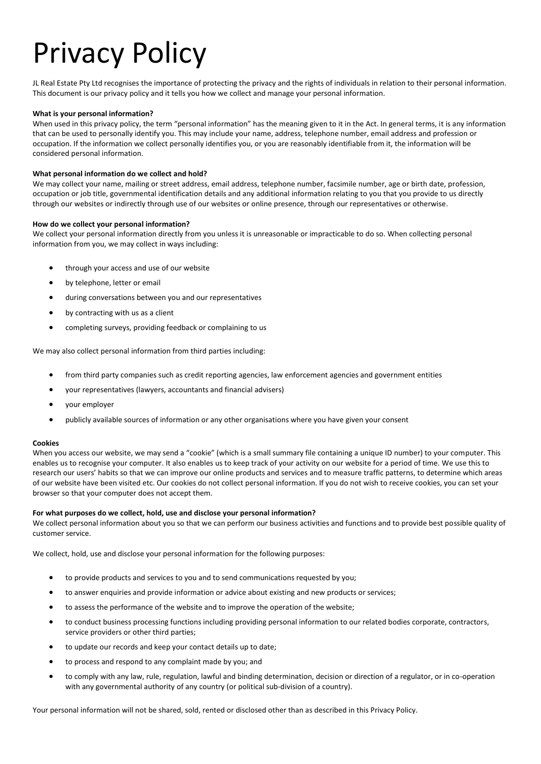# Privacy Policy

JL Real Estate Pty Ltd recognises the importance of protecting the privacy and the rights of individuals in relation to their personal information. This document is our privacy policy and it tells you how we collect and manage your personal information.

**What is your personal information?**

When used in this privacy policy, the term "personal information" has the meaning given to it in the Act. In general terms, it is any information that can be used to personally identify you. This may include your name, address, telephone number, email address and profession or occupation. If the information we collect personally identifies you, or you are reasonably identifiable from it, the information will be considered personal information.

**What personal information do we collect and hold?**

We may collect your name, mailing or street address, email address, telephone number, facsimile number, age or birth date, profession, occupation or job title, governmental identification details and any additional information relating to you that you provide to us directly through our websites or indirectly through use of our websites or online presence, through our representatives or otherwise.

**How do we collect your personal information?**

We collect your personal information directly from you unless it is unreasonable or impracticable to do so. When collecting personal information from you, we may collect in ways including:

- through your access and use of our website
- by telephone, letter or email
- during conversations between you and our representatives
- by contracting with us as a client
- completing surveys, providing feedback or complaining to us

We may also collect personal information from third parties including:

- from third party companies such as credit reporting agencies, law enforcement agencies and government entities
- your representatives (lawyers, accountants and financial advisers)
- your employer
- publicly available sources of information or any other organisations where you have given your consent

**Cookies**

When you access our website, we may send a "cookie" (which is a small summary file containing a unique ID number) to your computer. This enables us to recognise your computer. It also enables us to keep track of your activity on our website for a period of time. We use this to research our users' habits so that we can improve our online products and services and to measure traffic patterns, to determine which areas of our website have been visited etc. Our cookies do not collect personal information. If you do not wish to receive cookies, you can set your browser so that your computer does not accept them.

**For what purposes do we collect, hold, use and disclose your personal information?**

We collect personal information about you so that we can perform our business activities and functions and to provide best possible quality of customer service.

We collect, hold, use and disclose your personal information for the following purposes:

- to provide products and services to you and to send communications requested by you;
- to answer enquiries and provide information or advice about existing and new products or services;
- to assess the performance of the website and to improve the operation of the website;
- to conduct business processing functions including providing personal information to our related bodies corporate, contractors, service providers or other third parties;
- to update our records and keep your contact details up to date;
- to process and respond to any complaint made by you; and
- to comply with any law, rule, regulation, lawful and binding determination, decision or direction of a regulator, or in co-operation with any governmental authority of any country (or political sub-division of a country).

Your personal information will not be shared, sold, rented or disclosed other than as described in this Privacy Policy.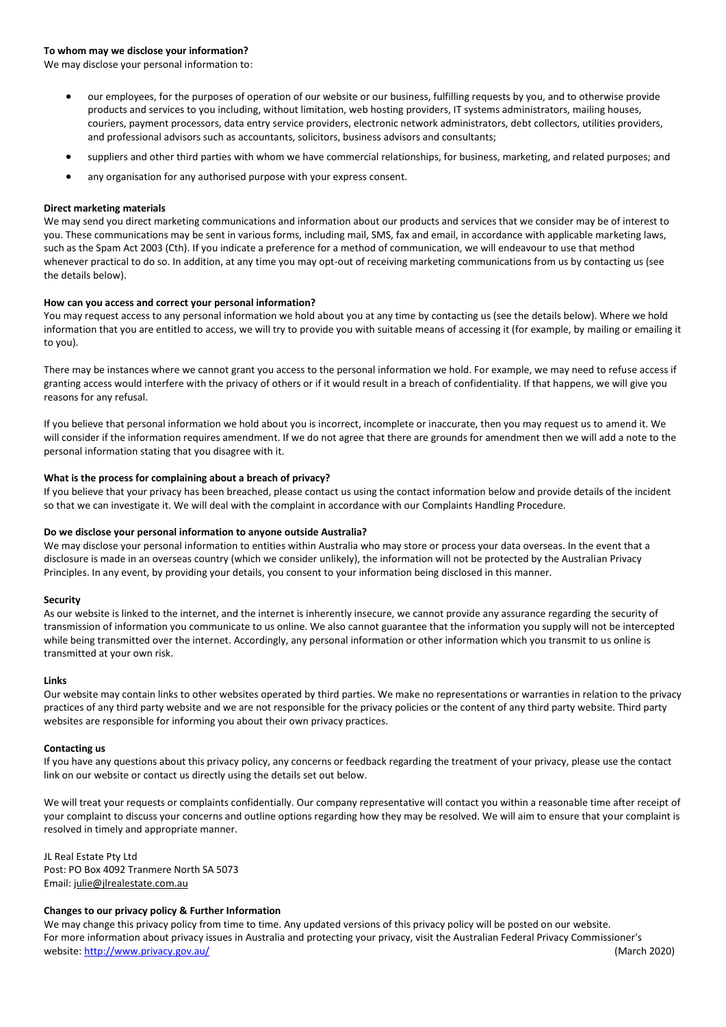**To whom may we disclose your information?**

We may disclose your personal information to:

- our employees, for the purposes of operation of our website or our business, fulfilling requests by you, and to otherwise provide products and services to you including, without limitation, web hosting providers, IT systems administrators, mailing houses, couriers, payment processors, data entry service providers, electronic network administrators, debt collectors, utilities providers, and professional advisors such as accountants, solicitors, business advisors and consultants;
- suppliers and other third parties with whom we have commercial relationships, for business, marketing, and related purposes; and
- any organisation for any authorised purpose with your express consent.

**Direct marketing materials**

We may send you direct marketing communications and information about our products and services that we consider may be of interest to you. These communications may be sent in various forms, including mail, SMS, fax and email, in accordance with applicable marketing laws, such as the Spam Act 2003 (Cth). If you indicate a preference for a method of communication, we will endeavour to use that method whenever practical to do so. In addition, at any time you may opt-out of receiving marketing communications from us by contacting us (see the details below).

**How can you access and correct your personal information?**

You may request access to any personal information we hold about you at any time by contacting us (see the details below). Where we hold information that you are entitled to access, we will try to provide you with suitable means of accessing it (for example, by mailing or emailing it to you).

There may be instances where we cannot grant you access to the personal information we hold. For example, we may need to refuse access if granting access would interfere with the privacy of others or if it would result in a breach of confidentiality. If that happens, we will give you reasons for any refusal.

If you believe that personal information we hold about you is incorrect, incomplete or inaccurate, then you may request us to amend it. We will consider if the information requires amendment. If we do not agree that there are grounds for amendment then we will add a note to the personal information stating that you disagree with it.

**What is the process for complaining about a breach of privacy?**

If you believe that your privacy has been breached, please contact us using the contact information below and provide details of the incident so that we can investigate it. We will deal with the complaint in accordance with our Complaints Handling Procedure.

**Do we disclose your personal information to anyone outside Australia?**

We may disclose your personal information to entities within Australia who may store or process your data overseas. In the event that a disclosure is made in an overseas country (which we consider unlikely), the information will not be protected by the Australian Privacy Principles. In any event, by providing your details, you consent to your information being disclosed in this manner.

**Security**

As our website is linked to the internet, and the internet is inherently insecure, we cannot provide any assurance regarding the security of transmission of information you communicate to us online. We also cannot guarantee that the information you supply will not be intercepted while being transmitted over the internet. Accordingly, any personal information or other information which you transmit to us online is transmitted at your own risk.

**Links**

Our website may contain links to other websites operated by third parties. We make no representations or warranties in relation to the privacy practices of any third party website and we are not responsible for the privacy policies or the content of any third party website. Third party websites are responsible for informing you about their own privacy practices.

**Contacting us**

If you have any questions about this privacy policy, any concerns or feedback regarding the treatment of your privacy, please use the contact link on our website or contact us directly using the details set out below.

We will treat your requests or complaints confidentially. Our company representative will contact you within a reasonable time after receipt of your complaint to discuss your concerns and outline options regarding how they may be resolved. We will aim to ensure that your complaint is resolved in timely and appropriate manner.

JL Real Estate Pty Ltd
Post: PO Box 4092 Tranmere North SA 5073
Email: julie@jlrealestate.com.au

**Changes to our privacy policy & Further Information**

We may change this privacy policy from time to time. Any updated versions of this privacy policy will be posted on our website.
For more information about privacy issues in Australia and protecting your privacy, visit the Australian Federal Privacy Commissioner's website: http://www.privacy.gov.au/ (March 2020)